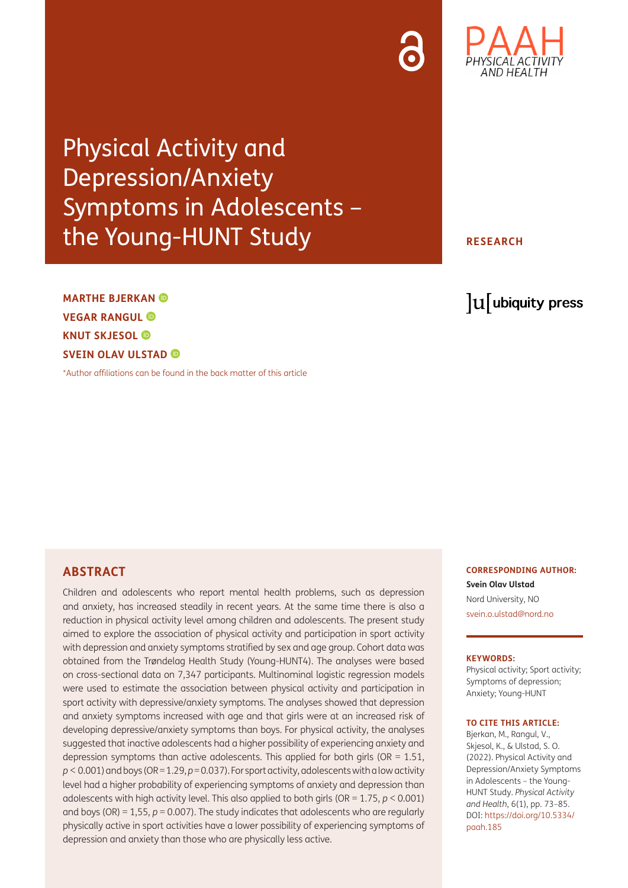# Physical Activity and Depression/Anxiety Symptoms in Adolescents – the Young-HUNT Study

**RESEARCH**

**MARTHE BJERKAN**
**VEGAR RANGUL**
**KNUT SKJESOL**
**SVEIN OLAV ULSTAD**

*Author affiliations can be found in the back matter of this article

## ABSTRACT

Children and adolescents who report mental health problems, such as depression and anxiety, has increased steadily in recent years. At the same time there is also a reduction in physical activity level among children and adolescents. The present study aimed to explore the association of physical activity and participation in sport activity with depression and anxiety symptoms stratified by sex and age group. Cohort data was obtained from the Trøndelag Health Study (Young-HUNT4). The analyses were based on cross-sectional data on 7,347 participants. Multinominal logistic regression models were used to estimate the association between physical activity and participation in sport activity with depressive/anxiety symptoms. The analyses showed that depression and anxiety symptoms increased with age and that girls were at an increased risk of developing depressive/anxiety symptoms than boys. For physical activity, the analyses suggested that inactive adolescents had a higher possibility of experiencing anxiety and depression symptoms than active adolescents. This applied for both girls (OR = 1.51, $p < 0.001$) and boys (OR = 1.29, $p = 0.037$). For sport activity, adolescents with a low activity level had a higher probability of experiencing symptoms of anxiety and depression than adolescents with high activity level. This also applied to both girls (OR = 1.75, $p < 0.001$) and boys (OR) = 1,55, $p = 0.007$). The study indicates that adolescents who are regularly physically active in sport activities have a lower possibility of experiencing symptoms of depression and anxiety than those who are physically less active.

**CORRESPONDING AUTHOR:**
**Svein Olav Ulstad**
Nord University, NO
svein.o.ulstad@nord.no

**KEYWORDS:**
Physical activity; Sport activity; Symptoms of depression; Anxiety; Young-HUNT

**TO CITE THIS ARTICLE:**
Bjerkan, M., Rangul, V., Skjesol, K., & Ulstad, S. O. (2022). Physical Activity and Depression/Anxiety Symptoms in Adolescents – the Young-HUNT Study. *Physical Activity and Health*, 6(1), pp. 73–85. DOI: https://doi.org/10.5334/paah.185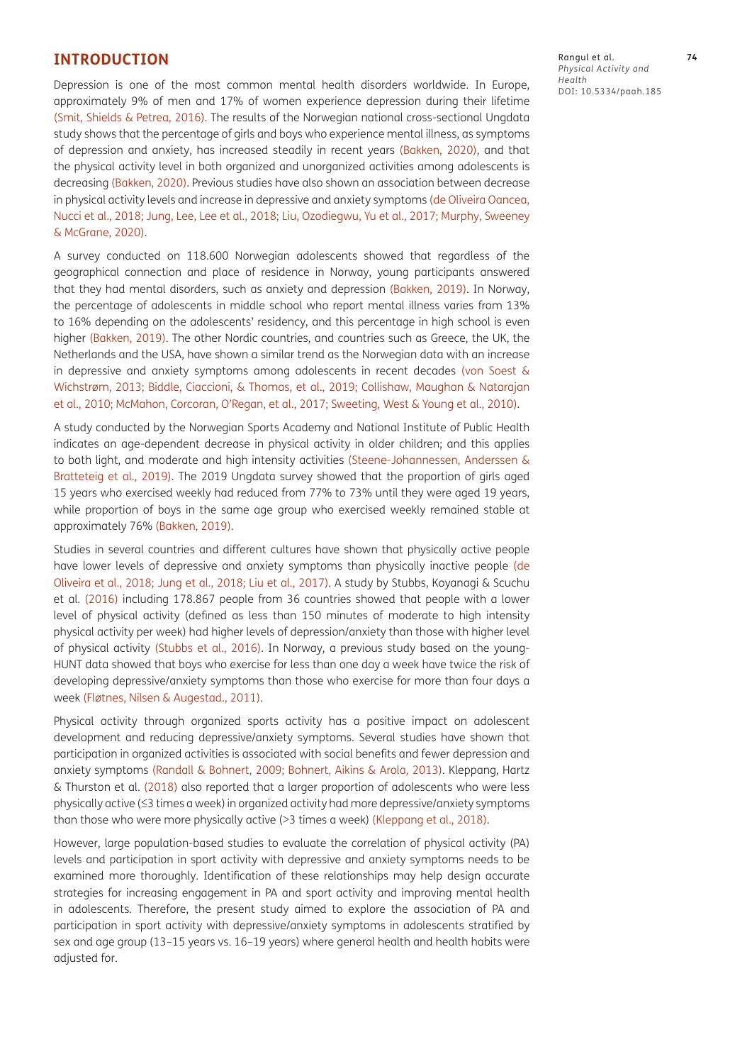## INTRODUCTION

Depression is one of the most common mental health disorders worldwide. In Europe, approximately 9% of men and 17% of women experience depression during their lifetime (Smit, Shields & Petrea, 2016). The results of the Norwegian national cross-sectional Ungdata study shows that the percentage of girls and boys who experience mental illness, as symptoms of depression and anxiety, has increased steadily in recent years (Bakken, 2020), and that the physical activity level in both organized and unorganized activities among adolescents is decreasing (Bakken, 2020). Previous studies have also shown an association between decrease in physical activity levels and increase in depressive and anxiety symptoms (de Oliveira Oancea, Nucci et al., 2018; Jung, Lee, Lee et al., 2018; Liu, Ozodiegwu, Yu et al., 2017; Murphy, Sweeney & McGrane, 2020).

A survey conducted on 118.600 Norwegian adolescents showed that regardless of the geographical connection and place of residence in Norway, young participants answered that they had mental disorders, such as anxiety and depression (Bakken, 2019). In Norway, the percentage of adolescents in middle school who report mental illness varies from 13% to 16% depending on the adolescents' residency, and this percentage in high school is even higher (Bakken, 2019). The other Nordic countries, and countries such as Greece, the UK, the Netherlands and the USA, have shown a similar trend as the Norwegian data with an increase in depressive and anxiety symptoms among adolescents in recent decades (von Soest & Wichstrøm, 2013; Biddle, Ciaccioni, & Thomas, et al., 2019; Collishaw, Maughan & Natarajan et al., 2010; McMahon, Corcoran, O'Regan, et al., 2017; Sweeting, West & Young et al., 2010).

A study conducted by the Norwegian Sports Academy and National Institute of Public Health indicates an age-dependent decrease in physical activity in older children; and this applies to both light, and moderate and high intensity activities (Steene-Johannessen, Anderssen & Bratteteig et al., 2019). The 2019 Ungdata survey showed that the proportion of girls aged 15 years who exercised weekly had reduced from 77% to 73% until they were aged 19 years, while proportion of boys in the same age group who exercised weekly remained stable at approximately 76% (Bakken, 2019).

Studies in several countries and different cultures have shown that physically active people have lower levels of depressive and anxiety symptoms than physically inactive people (de Oliveira et al., 2018; Jung et al., 2018; Liu et al., 2017). A study by Stubbs, Koyanagi & Scuchu et al. (2016) including 178.867 people from 36 countries showed that people with a lower level of physical activity (defined as less than 150 minutes of moderate to high intensity physical activity per week) had higher levels of depression/anxiety than those with higher level of physical activity (Stubbs et al., 2016). In Norway, a previous study based on the young-HUNT data showed that boys who exercise for less than one day a week have twice the risk of developing depressive/anxiety symptoms than those who exercise for more than four days a week (Fløtnes, Nilsen & Augestad., 2011).

Physical activity through organized sports activity has a positive impact on adolescent development and reducing depressive/anxiety symptoms. Several studies have shown that participation in organized activities is associated with social benefits and fewer depression and anxiety symptoms (Randall & Bohnert, 2009; Bohnert, Aikins & Arola, 2013). Kleppang, Hartz & Thurston et al. (2018) also reported that a larger proportion of adolescents who were less physically active (≤3 times a week) in organized activity had more depressive/anxiety symptoms than those who were more physically active (>3 times a week) (Kleppang et al., 2018).

However, large population-based studies to evaluate the correlation of physical activity (PA) levels and participation in sport activity with depressive and anxiety symptoms needs to be examined more thoroughly. Identification of these relationships may help design accurate strategies for increasing engagement in PA and sport activity and improving mental health in adolescents. Therefore, the present study aimed to explore the association of PA and participation in sport activity with depressive/anxiety symptoms in adolescents stratified by sex and age group (13–15 years vs. 16–19 years) where general health and health habits were adjusted for.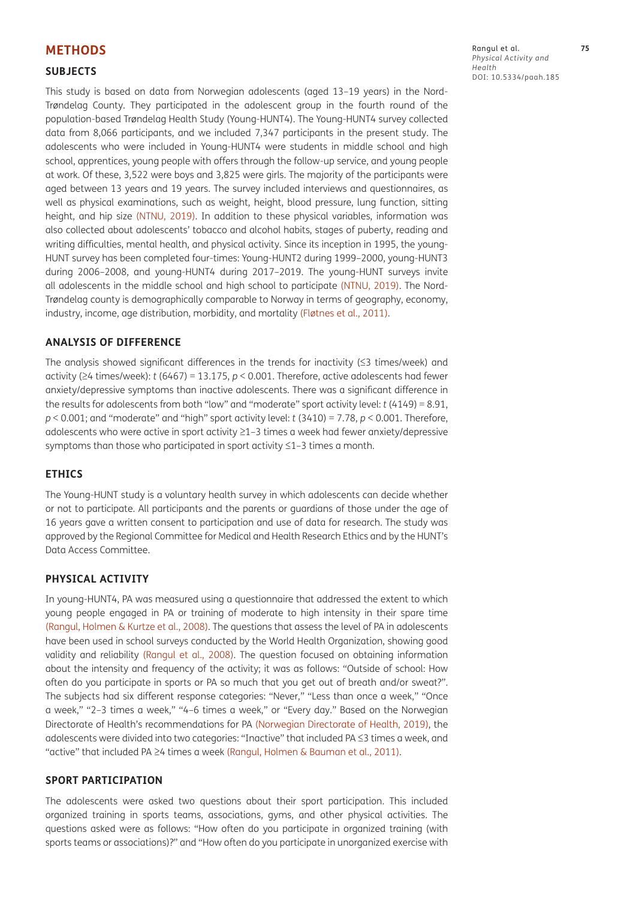## METHODS

### SUBJECTS

This study is based on data from Norwegian adolescents (aged 13–19 years) in the Nord-Trøndelag County. They participated in the adolescent group in the fourth round of the population-based Trøndelag Health Study (Young-HUNT4). The Young-HUNT4 survey collected data from 8,066 participants, and we included 7,347 participants in the present study. The adolescents who were included in Young-HUNT4 were students in middle school and high school, apprentices, young people with offers through the follow-up service, and young people at work. Of these, 3,522 were boys and 3,825 were girls. The majority of the participants were aged between 13 years and 19 years. The survey included interviews and questionnaires, as well as physical examinations, such as weight, height, blood pressure, lung function, sitting height, and hip size (NTNU, 2019). In addition to these physical variables, information was also collected about adolescents' tobacco and alcohol habits, stages of puberty, reading and writing difficulties, mental health, and physical activity. Since its inception in 1995, the young-HUNT survey has been completed four-times: Young-HUNT2 during 1999–2000, young-HUNT3 during 2006–2008, and young-HUNT4 during 2017–2019. The young-HUNT surveys invite all adolescents in the middle school and high school to participate (NTNU, 2019). The Nord-Trøndelag county is demographically comparable to Norway in terms of geography, economy, industry, income, age distribution, morbidity, and mortality (Fløtnes et al., 2011).

### ANALYSIS OF DIFFERENCE

The analysis showed significant differences in the trends for inactivity (≤3 times/week) and activity (≥4 times/week): $t$ (6467) = 13.175, $p < 0.001$. Therefore, active adolescents had fewer anxiety/depressive symptoms than inactive adolescents. There was a significant difference in the results for adolescents from both "low" and "moderate" sport activity level: $t$ (4149) = 8.91, $p < 0.001$; and "moderate" and "high" sport activity level: $t$ (3410) = 7.78, $p < 0.001$. Therefore, adolescents who were active in sport activity ≥1–3 times a week had fewer anxiety/depressive symptoms than those who participated in sport activity ≤1–3 times a month.

### ETHICS

The Young-HUNT study is a voluntary health survey in which adolescents can decide whether or not to participate. All participants and the parents or guardians of those under the age of 16 years gave a written consent to participation and use of data for research. The study was approved by the Regional Committee for Medical and Health Research Ethics and by the HUNT's Data Access Committee.

### PHYSICAL ACTIVITY

In young-HUNT4, PA was measured using a questionnaire that addressed the extent to which young people engaged in PA or training of moderate to high intensity in their spare time (Rangul, Holmen & Kurtze et al., 2008). The questions that assess the level of PA in adolescents have been used in school surveys conducted by the World Health Organization, showing good validity and reliability (Rangul et al., 2008). The question focused on obtaining information about the intensity and frequency of the activity; it was as follows: "Outside of school: How often do you participate in sports or PA so much that you get out of breath and/or sweat?". The subjects had six different response categories: "Never," "Less than once a week," "Once a week," "2–3 times a week," "4–6 times a week," or "Every day." Based on the Norwegian Directorate of Health's recommendations for PA (Norwegian Directorate of Health, 2019), the adolescents were divided into two categories: "Inactive" that included PA ≤3 times a week, and "active" that included PA ≥4 times a week (Rangul, Holmen & Bauman et al., 2011).

### SPORT PARTICIPATION

The adolescents were asked two questions about their sport participation. This included organized training in sports teams, associations, gyms, and other physical activities. The questions asked were as follows: "How often do you participate in organized training (with sports teams or associations)?" and "How often do you participate in unorganized exercise with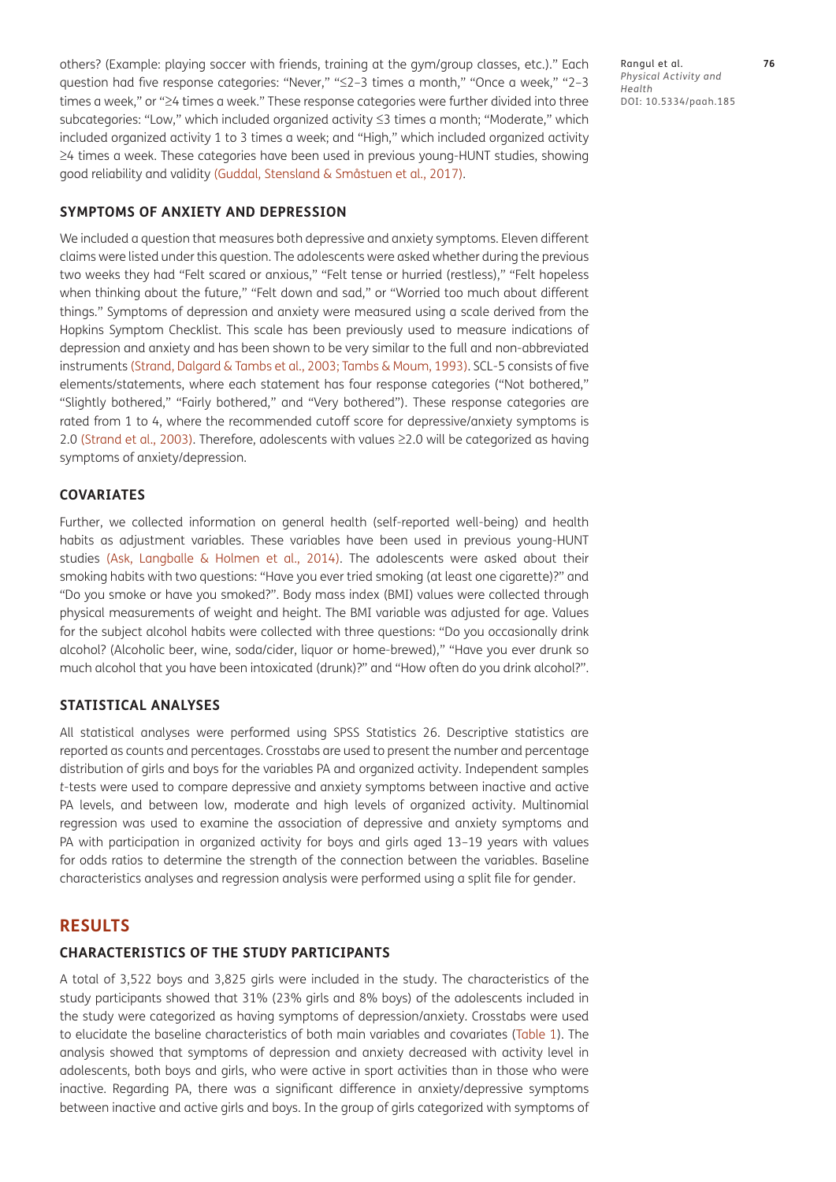others? (Example: playing soccer with friends, training at the gym/group classes, etc.)." Each question had five response categories: "Never," "≤2–3 times a month," "Once a week," "2–3 times a week," or "≥4 times a week." These response categories were further divided into three subcategories: "Low," which included organized activity ≤3 times a month; "Moderate," which included organized activity 1 to 3 times a week; and "High," which included organized activity ≥4 times a week. These categories have been used in previous young-HUNT studies, showing good reliability and validity (Guddal, Stensland & Småstuen et al., 2017).

### SYMPTOMS OF ANXIETY AND DEPRESSION

We included a question that measures both depressive and anxiety symptoms. Eleven different claims were listed under this question. The adolescents were asked whether during the previous two weeks they had "Felt scared or anxious," "Felt tense or hurried (restless)," "Felt hopeless when thinking about the future," "Felt down and sad," or "Worried too much about different things." Symptoms of depression and anxiety were measured using a scale derived from the Hopkins Symptom Checklist. This scale has been previously used to measure indications of depression and anxiety and has been shown to be very similar to the full and non-abbreviated instruments (Strand, Dalgard & Tambs et al., 2003; Tambs & Moum, 1993). SCL-5 consists of five elements/statements, where each statement has four response categories ("Not bothered," "Slightly bothered," "Fairly bothered," and "Very bothered"). These response categories are rated from 1 to 4, where the recommended cutoff score for depressive/anxiety symptoms is 2.0 (Strand et al., 2003). Therefore, adolescents with values ≥2.0 will be categorized as having symptoms of anxiety/depression.

### COVARIATES

Further, we collected information on general health (self-reported well-being) and health habits as adjustment variables. These variables have been used in previous young-HUNT studies (Ask, Langballe & Holmen et al., 2014). The adolescents were asked about their smoking habits with two questions: "Have you ever tried smoking (at least one cigarette)?" and "Do you smoke or have you smoked?". Body mass index (BMI) values were collected through physical measurements of weight and height. The BMI variable was adjusted for age. Values for the subject alcohol habits were collected with three questions: "Do you occasionally drink alcohol? (Alcoholic beer, wine, soda/cider, liquor or home-brewed)," "Have you ever drunk so much alcohol that you have been intoxicated (drunk)?" and "How often do you drink alcohol?".

### STATISTICAL ANALYSES

All statistical analyses were performed using SPSS Statistics 26. Descriptive statistics are reported as counts and percentages. Crosstabs are used to present the number and percentage distribution of girls and boys for the variables PA and organized activity. Independent samples *t*-tests were used to compare depressive and anxiety symptoms between inactive and active PA levels, and between low, moderate and high levels of organized activity. Multinomial regression was used to examine the association of depressive and anxiety symptoms and PA with participation in organized activity for boys and girls aged 13–19 years with values for odds ratios to determine the strength of the connection between the variables. Baseline characteristics analyses and regression analysis were performed using a split file for gender.

## RESULTS

### CHARACTERISTICS OF THE STUDY PARTICIPANTS

A total of 3,522 boys and 3,825 girls were included in the study. The characteristics of the study participants showed that 31% (23% girls and 8% boys) of the adolescents included in the study were categorized as having symptoms of depression/anxiety. Crosstabs were used to elucidate the baseline characteristics of both main variables and covariates (Table 1). The analysis showed that symptoms of depression and anxiety decreased with activity level in adolescents, both boys and girls, who were active in sport activities than in those who were inactive. Regarding PA, there was a significant difference in anxiety/depressive symptoms between inactive and active girls and boys. In the group of girls categorized with symptoms of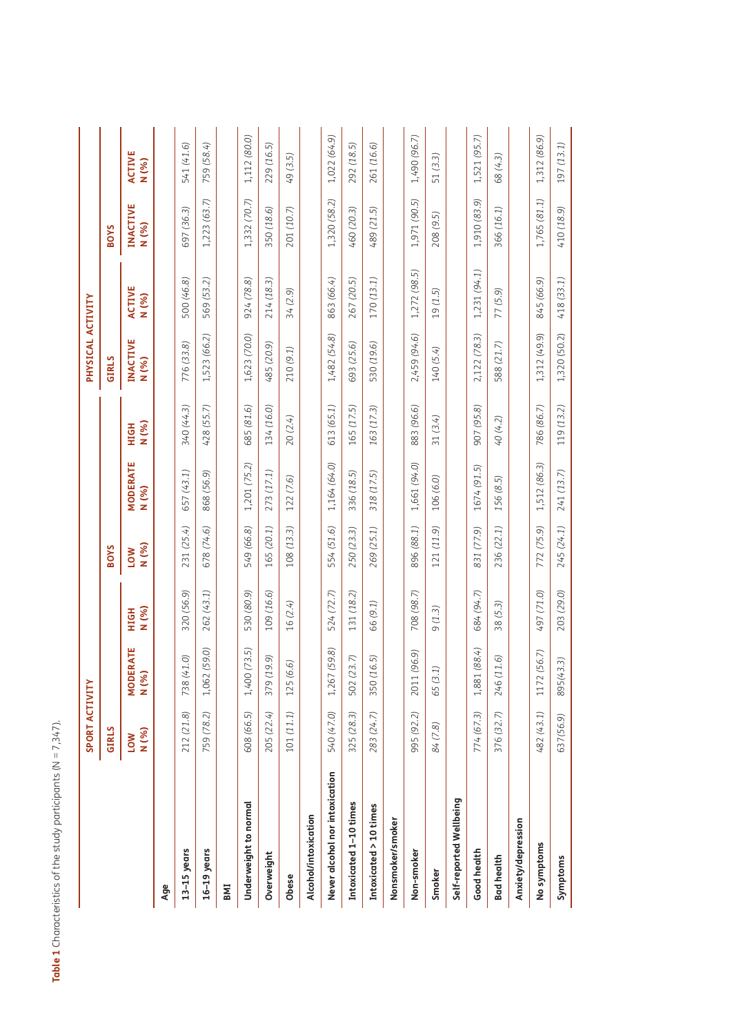**Table 1** Characteristics of the study participants (N = 7,347).

| | SPORT ACTIVITY | | | | | | PHYSICAL ACTIVITY | | | |
|---|---|---|---|---|---|---|---|---|---|---|
| | GIRLS | | | BOYS | | | GIRLS | | BOYS | |
| | LOW N (%) | MODERATE N (%) | HIGH N (%) | LOW N (%) | MODERATE N (%) | HIGH N (%) | INACTIVE N (%) | ACTIVE N (%) | INACTIVE N (%) | ACTIVE N (%) |
| **Age** | | | | | | | | | | |
| **13–15 years** | 212 (21.8) | 738 (41.0) | 320 (56.9) | 231 (25.4) | 657 (43.1) | 340 (44.3) | 776 (33.8) | 500 (46.8) | 697 (36.3) | 541 (41.6) |
| **16–19 years** | 759 (78.2) | 1,062 (59.0) | 262 (43.1) | 678 (74.6) | 868 (56.9) | 428 (55.7) | 1,523 (66.2) | 569 (53.2) | 1,223 (63.7) | 759 (58.4) |
| **BMI** | | | | | | | | | | |
| **Underweight to normal** | 608 (66.5) | 1,400 (73.5) | 530 (80.9) | 549 (66.8) | 1,201 (75.2) | 685 (81.6) | 1,623 (70.0) | 924 (78.8) | 1,332 (70.7) | 1,112 (80.0) |
| **Overweight** | 205 (22.4) | 379 (19.9) | 109 (16.6) | 165 (20.1) | 273 (17.1) | 134 (16.0) | 485 (20.9) | 214 (18.3) | 350 (18.6) | 229 (16.5) |
| **Obese** | 101 (11.1) | 125 (6.6) | 16 (2.4) | 108 (13.3) | 122 (7.6) | 20 (2.4) | 210 (9.1) | 34 (2.9) | 201 (10.7) | 49 (3.5) |
| **Alcohol/intoxication** | | | | | | | | | | |
| **Never alcohol nor intoxication** | 540 (47.0) | 1,267 (59.8) | 524 (72.7) | 554 (51.6) | 1,164 (64.0) | 613 (65.1) | 1,482 (54.8) | 863 (66.4) | 1,320 (58.2) | 1,022 (64.9) |
| **Intoxicated 1–10 times** | 325 (28.3) | 502 (23.7) | 131 (18.2) | 250 (23.3) | 336 (18.5) | 165 (17.5) | 693 (25.6) | 267 (20.5) | 460 (20.3) | 292 (18.5) |
| **Intoxicated > 10 times** | 283 (24.7) | 350 (16.5) | 66 (9.1) | 269 (25.1) | 318 (17.5) | 163 (17.3) | 530 (19.6) | 170 (13.1) | 489 (21.5) | 261 (16.6) |
| **Nonsmoker/smoker** | | | | | | | | | | |
| **Non-smoker** | 995 (92.2) | 2011 (96.9) | 708 (98.7) | 896 (88.1) | 1,661 (94.0) | 883 (96.6) | 2,459 (94.6) | 1,272 (98.5) | 1,971 (90.5) | 1,490 (96.7) |
| **Smoker** | 84 (7.8) | 65 (3.1) | 9 (1.3) | 121 (11.9) | 106 (6.0) | 31 (3.4) | 140 (5.4) | 19 (1.5) | 208 (9.5) | 51 (3.3) |
| **Self-reported Wellbeing** | | | | | | | | | | |
| **Good health** | 774 (67.3) | 1,881 (88.4) | 684 (94.7) | 831 (77.9) | 1674 (91.5) | 907 (95.8) | 2,122 (78.3) | 1,231 (94.1) | 1,910 (83.9) | 1,521 (95.7) |
| **Bad health** | 376 (32.7) | 246 (11.6) | 38 (5.3) | 236 (22.1) | 156 (8.5) | 40 (4.2) | 588 (21.7) | 77 (5.9) | 366 (16.1) | 68 (4.3) |
| **Anxiety/depression** | | | | | | | | | | |
| **No symptoms** | 482 (43.1) | 1172 (56.7) | 497 (71.0) | 772 (75.9) | 1,512 (86.3) | 786 (86.7) | 1,312 (49.9) | 845 (66.9) | 1,765 (81.1) | 1,312 (86.9) |
| **Symptoms** | 637(56.9) | 895(43.3) | 203 (29.0) | 245 (24.1) | 241 (13.7) | 119 (13.2) | 1,320 (50.2) | 418 (33.1) | 410 (18.9) | 197 (13.1) |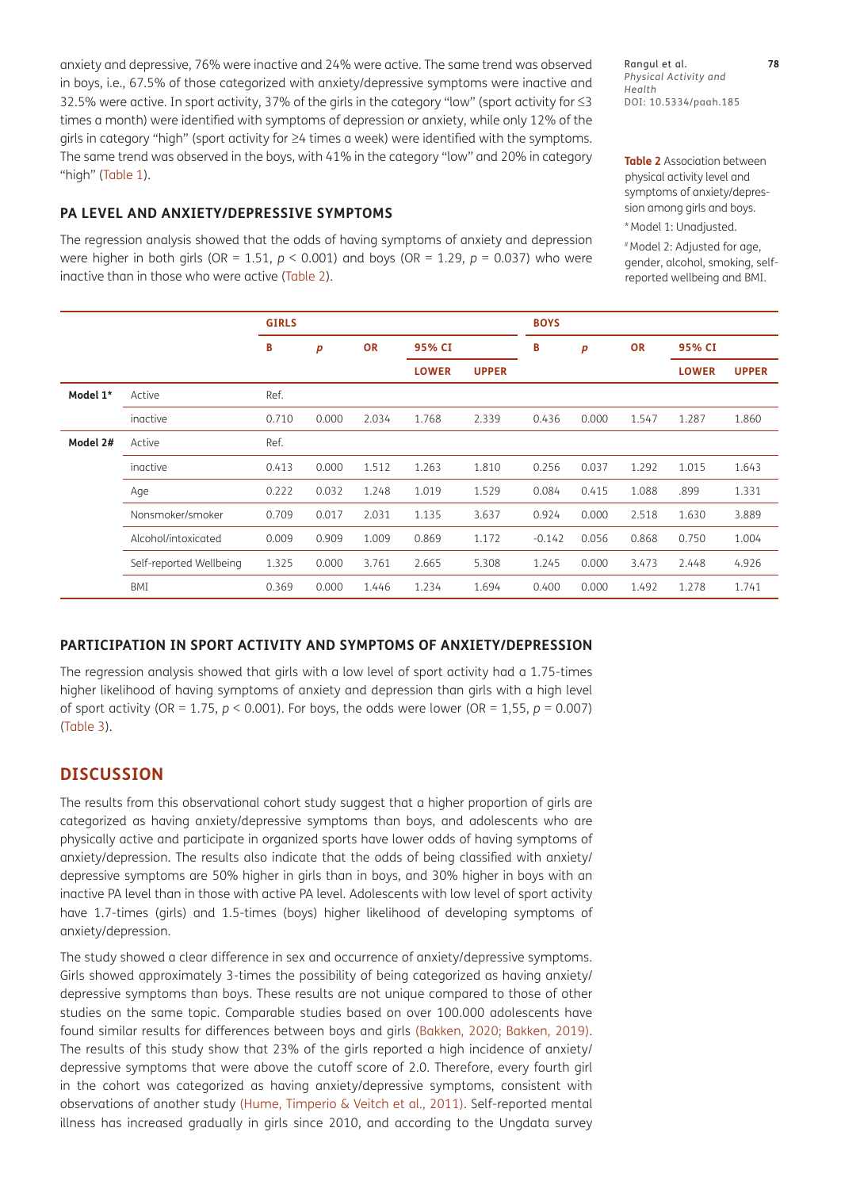anxiety and depressive, 76% were inactive and 24% were active. The same trend was observed in boys, i.e., 67.5% of those categorized with anxiety/depressive symptoms were inactive and 32.5% were active. In sport activity, 37% of the girls in the category "low" (sport activity for ≤3 times a month) were identified with symptoms of depression or anxiety, while only 12% of the girls in category "high" (sport activity for ≥4 times a week) were identified with the symptoms. The same trend was observed in the boys, with 41% in the category "low" and 20% in category "high" (Table 1).

### PA LEVEL AND ANXIETY/DEPRESSIVE SYMPTOMS

The regression analysis showed that the odds of having symptoms of anxiety and depression were higher in both girls (OR = 1.51, $p < 0.001$) and boys (OR = 1.29, $p = 0.037$) who were inactive than in those who were active (Table 2).

**Table 2** Association between physical activity level and symptoms of anxiety/depression among girls and boys.

* Model 1: Unadjusted.

# Model 2: Adjusted for age, gender, alcohol, smoking, self-reported wellbeing and BMI.

| | | GIRLS | | | | | BOYS | | | | |
|---|---|---|---|---|---|---|---|---|---|---|---|
| | | B | *p* | OR | 95% CI | | B | *p* | OR | 95% CI | |
| | | | | | LOWER | UPPER | | | | LOWER | UPPER |
| **Model 1*** | Active | Ref. | | | | | | | | | |
| | inactive | 0.710 | 0.000 | 2.034 | 1.768 | 2.339 | 0.436 | 0.000 | 1.547 | 1.287 | 1.860 |
| **Model 2#** | Active | Ref. | | | | | | | | | |
| | inactive | 0.413 | 0.000 | 1.512 | 1.263 | 1.810 | 0.256 | 0.037 | 1.292 | 1.015 | 1.643 |
| | Age | 0.222 | 0.032 | 1.248 | 1.019 | 1.529 | 0.084 | 0.415 | 1.088 | .899 | 1.331 |
| | Nonsmoker/smoker | 0.709 | 0.017 | 2.031 | 1.135 | 3.637 | 0.924 | 0.000 | 2.518 | 1.630 | 3.889 |
| | Alcohol/intoxicated | 0.009 | 0.909 | 1.009 | 0.869 | 1.172 | -0.142 | 0.056 | 0.868 | 0.750 | 1.004 |
| | Self-reported Wellbeing | 1.325 | 0.000 | 3.761 | 2.665 | 5.308 | 1.245 | 0.000 | 3.473 | 2.448 | 4.926 |
| | BMI | 0.369 | 0.000 | 1.446 | 1.234 | 1.694 | 0.400 | 0.000 | 1.492 | 1.278 | 1.741 |

### PARTICIPATION IN SPORT ACTIVITY AND SYMPTOMS OF ANXIETY/DEPRESSION

The regression analysis showed that girls with a low level of sport activity had a 1.75-times higher likelihood of having symptoms of anxiety and depression than girls with a high level of sport activity (OR = 1.75, $p < 0.001$). For boys, the odds were lower (OR = 1,55, $p = 0.007$) (Table 3).

## DISCUSSION

The results from this observational cohort study suggest that a higher proportion of girls are categorized as having anxiety/depressive symptoms than boys, and adolescents who are physically active and participate in organized sports have lower odds of having symptoms of anxiety/depression. The results also indicate that the odds of being classified with anxiety/depressive symptoms are 50% higher in girls than in boys, and 30% higher in boys with an inactive PA level than in those with active PA level. Adolescents with low level of sport activity have 1.7-times (girls) and 1.5-times (boys) higher likelihood of developing symptoms of anxiety/depression.

The study showed a clear difference in sex and occurrence of anxiety/depressive symptoms. Girls showed approximately 3-times the possibility of being categorized as having anxiety/depressive symptoms than boys. These results are not unique compared to those of other studies on the same topic. Comparable studies based on over 100.000 adolescents have found similar results for differences between boys and girls (Bakken, 2020; Bakken, 2019). The results of this study show that 23% of the girls reported a high incidence of anxiety/depressive symptoms that were above the cutoff score of 2.0. Therefore, every fourth girl in the cohort was categorized as having anxiety/depressive symptoms, consistent with observations of another study (Hume, Timperio & Veitch et al., 2011). Self-reported mental illness has increased gradually in girls since 2010, and according to the Ungdata survey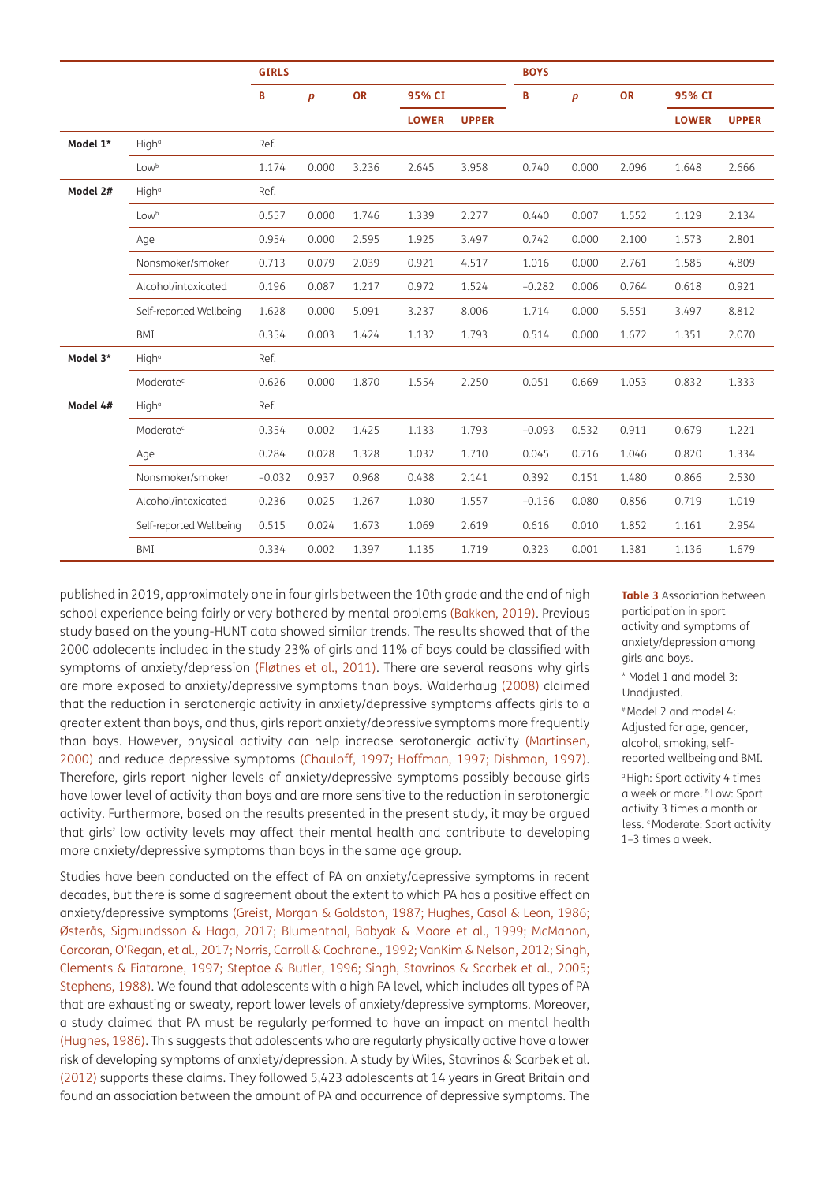| | | GIRLS | | | | | BOYS | | | | |
|---|---|---|---|---|---|---|---|---|---|---|---|
| | | B | *p* | OR | 95% CI | | B | *p* | OR | 95% CI | |
| | | | | | LOWER | UPPER | | | | LOWER | UPPER |
| **Model 1*** | High[a] | Ref. | | | | | | | | | |
| | Low[b] | 1.174 | 0.000 | 3.236 | 2.645 | 3.958 | 0.740 | 0.000 | 2.096 | 1.648 | 2.666 |
| **Model 2#** | High[a] | Ref. | | | | | | | | | |
| | Low[b] | 0.557 | 0.000 | 1.746 | 1.339 | 2.277 | 0.440 | 0.007 | 1.552 | 1.129 | 2.134 |
| | Age | 0.954 | 0.000 | 2.595 | 1.925 | 3.497 | 0.742 | 0.000 | 2.100 | 1.573 | 2.801 |
| | Nonsmoker/smoker | 0.713 | 0.079 | 2.039 | 0.921 | 4.517 | 1.016 | 0.000 | 2.761 | 1.585 | 4.809 |
| | Alcohol/intoxicated | 0.196 | 0.087 | 1.217 | 0.972 | 1.524 | −0.282 | 0.006 | 0.764 | 0.618 | 0.921 |
| | Self-reported Wellbeing | 1.628 | 0.000 | 5.091 | 3.237 | 8.006 | 1.714 | 0.000 | 5.551 | 3.497 | 8.812 |
| | BMI | 0.354 | 0.003 | 1.424 | 1.132 | 1.793 | 0.514 | 0.000 | 1.672 | 1.351 | 2.070 |
| **Model 3*** | High[a] | Ref. | | | | | | | | | |
| | Moderate[c] | 0.626 | 0.000 | 1.870 | 1.554 | 2.250 | 0.051 | 0.669 | 1.053 | 0.832 | 1.333 |
| **Model 4#** | High[a] | Ref. | | | | | | | | | |
| | Moderate[c] | 0.354 | 0.002 | 1.425 | 1.133 | 1.793 | −0.093 | 0.532 | 0.911 | 0.679 | 1.221 |
| | Age | 0.284 | 0.028 | 1.328 | 1.032 | 1.710 | 0.045 | 0.716 | 1.046 | 0.820 | 1.334 |
| | Nonsmoker/smoker | −0.032 | 0.937 | 0.968 | 0.438 | 2.141 | 0.392 | 0.151 | 1.480 | 0.866 | 2.530 |
| | Alcohol/intoxicated | 0.236 | 0.025 | 1.267 | 1.030 | 1.557 | −0.156 | 0.080 | 0.856 | 0.719 | 1.019 |
| | Self-reported Wellbeing | 0.515 | 0.024 | 1.673 | 1.069 | 2.619 | 0.616 | 0.010 | 1.852 | 1.161 | 2.954 |
| | BMI | 0.334 | 0.002 | 1.397 | 1.135 | 1.719 | 0.323 | 0.001 | 1.381 | 1.136 | 1.679 |

**Table 3** Association between participation in sport activity and symptoms of anxiety/depression among girls and boys.

* Model 1 and model 3: Unadjusted.

# Model 2 and model 4: Adjusted for age, gender, alcohol, smoking, self-reported wellbeing and BMI.

[a] High: Sport activity 4 times a week or more. [b] Low: Sport activity 3 times a month or less. [c] Moderate: Sport activity 1–3 times a week.

published in 2019, approximately one in four girls between the 10th grade and the end of high school experience being fairly or very bothered by mental problems (Bakken, 2019). Previous study based on the young-HUNT data showed similar trends. The results showed that of the 2000 adolescents included in the study 23% of girls and 11% of boys could be classified with symptoms of anxiety/depression (Fløtnes et al., 2011). There are several reasons why girls are more exposed to anxiety/depressive symptoms than boys. Walderhaug (2008) claimed that the reduction in serotonergic activity in anxiety/depressive symptoms affects girls to a greater extent than boys, and thus, girls report anxiety/depressive symptoms more frequently than boys. However, physical activity can help increase serotonergic activity (Martinsen, 2000) and reduce depressive symptoms (Chauloff, 1997; Hoffman, 1997; Dishman, 1997). Therefore, girls report higher levels of anxiety/depressive symptoms possibly because girls have lower level of activity than boys and are more sensitive to the reduction in serotonergic activity. Furthermore, based on the results presented in the present study, it may be argued that girls' low activity levels may affect their mental health and contribute to developing more anxiety/depressive symptoms than boys in the same age group.

Studies have been conducted on the effect of PA on anxiety/depressive symptoms in recent decades, but there is some disagreement about the extent to which PA has a positive effect on anxiety/depressive symptoms (Greist, Morgan & Goldston, 1987; Hughes, Casal & Leon, 1986; Østerås, Sigmundsson & Haga, 2017; Blumenthal, Babyak & Moore et al., 1999; McMahon, Corcoran, O'Regan, et al., 2017; Norris, Carroll & Cochrane., 1992; VanKim & Nelson, 2012; Singh, Clements & Fiatarone, 1997; Steptoe & Butler, 1996; Singh, Stavrinos & Scarbek et al., 2005; Stephens, 1988). We found that adolescents with a high PA level, which includes all types of PA that are exhausting or sweaty, report lower levels of anxiety/depressive symptoms. Moreover, a study claimed that PA must be regularly performed to have an impact on mental health (Hughes, 1986). This suggests that adolescents who are regularly physically active have a lower risk of developing symptoms of anxiety/depression. A study by Wiles, Stavrinos & Scarbek et al. (2012) supports these claims. They followed 5,423 adolescents at 14 years in Great Britain and found an association between the amount of PA and occurrence of depressive symptoms. The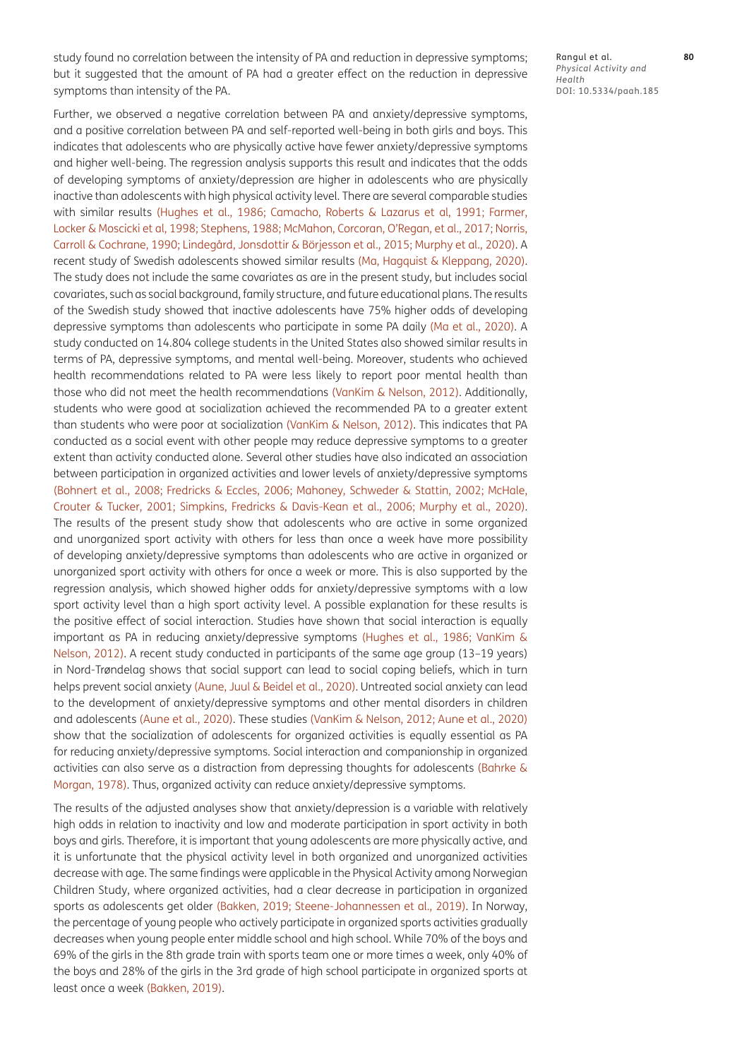study found no correlation between the intensity of PA and reduction in depressive symptoms; but it suggested that the amount of PA had a greater effect on the reduction in depressive symptoms than intensity of the PA.

Further, we observed a negative correlation between PA and anxiety/depressive symptoms, and a positive correlation between PA and self-reported well-being in both girls and boys. This indicates that adolescents who are physically active have fewer anxiety/depressive symptoms and higher well-being. The regression analysis supports this result and indicates that the odds of developing symptoms of anxiety/depression are higher in adolescents who are physically inactive than adolescents with high physical activity level. There are several comparable studies with similar results (Hughes et al., 1986; Camacho, Roberts & Lazarus et al, 1991; Farmer, Locker & Moscicki et al, 1998; Stephens, 1988; McMahon, Corcoran, O'Regan, et al., 2017; Norris, Carroll & Cochrane, 1990; Lindegård, Jonsdottir & Börjesson et al., 2015; Murphy et al., 2020). A recent study of Swedish adolescents showed similar results (Ma, Hagquist & Kleppang, 2020). The study does not include the same covariates as are in the present study, but includes social covariates, such as social background, family structure, and future educational plans. The results of the Swedish study showed that inactive adolescents have 75% higher odds of developing depressive symptoms than adolescents who participate in some PA daily (Ma et al., 2020). A study conducted on 14.804 college students in the United States also showed similar results in terms of PA, depressive symptoms, and mental well-being. Moreover, students who achieved health recommendations related to PA were less likely to report poor mental health than those who did not meet the health recommendations (VanKim & Nelson, 2012). Additionally, students who were good at socialization achieved the recommended PA to a greater extent than students who were poor at socialization (VanKim & Nelson, 2012). This indicates that PA conducted as a social event with other people may reduce depressive symptoms to a greater extent than activity conducted alone. Several other studies have also indicated an association between participation in organized activities and lower levels of anxiety/depressive symptoms (Bohnert et al., 2008; Fredricks & Eccles, 2006; Mahoney, Schweder & Stattin, 2002; McHale, Crouter & Tucker, 2001; Simpkins, Fredricks & Davis-Kean et al., 2006; Murphy et al., 2020). The results of the present study show that adolescents who are active in some organized and unorganized sport activity with others for less than once a week have more possibility of developing anxiety/depressive symptoms than adolescents who are active in organized or unorganized sport activity with others for once a week or more. This is also supported by the regression analysis, which showed higher odds for anxiety/depressive symptoms with a low sport activity level than a high sport activity level. A possible explanation for these results is the positive effect of social interaction. Studies have shown that social interaction is equally important as PA in reducing anxiety/depressive symptoms (Hughes et al., 1986; VanKim & Nelson, 2012). A recent study conducted in participants of the same age group (13–19 years) in Nord-Trøndelag shows that social support can lead to social coping beliefs, which in turn helps prevent social anxiety (Aune, Juul & Beidel et al., 2020). Untreated social anxiety can lead to the development of anxiety/depressive symptoms and other mental disorders in children and adolescents (Aune et al., 2020). These studies (VanKim & Nelson, 2012; Aune et al., 2020) show that the socialization of adolescents for organized activities is equally essential as PA for reducing anxiety/depressive symptoms. Social interaction and companionship in organized activities can also serve as a distraction from depressing thoughts for adolescents (Bahrke & Morgan, 1978). Thus, organized activity can reduce anxiety/depressive symptoms.

The results of the adjusted analyses show that anxiety/depression is a variable with relatively high odds in relation to inactivity and low and moderate participation in sport activity in both boys and girls. Therefore, it is important that young adolescents are more physically active, and it is unfortunate that the physical activity level in both organized and unorganized activities decrease with age. The same findings were applicable in the Physical Activity among Norwegian Children Study, where organized activities, had a clear decrease in participation in organized sports as adolescents get older (Bakken, 2019; Steene-Johannessen et al., 2019). In Norway, the percentage of young people who actively participate in organized sports activities gradually decreases when young people enter middle school and high school. While 70% of the boys and 69% of the girls in the 8th grade train with sports team one or more times a week, only 40% of the boys and 28% of the girls in the 3rd grade of high school participate in organized sports at least once a week (Bakken, 2019).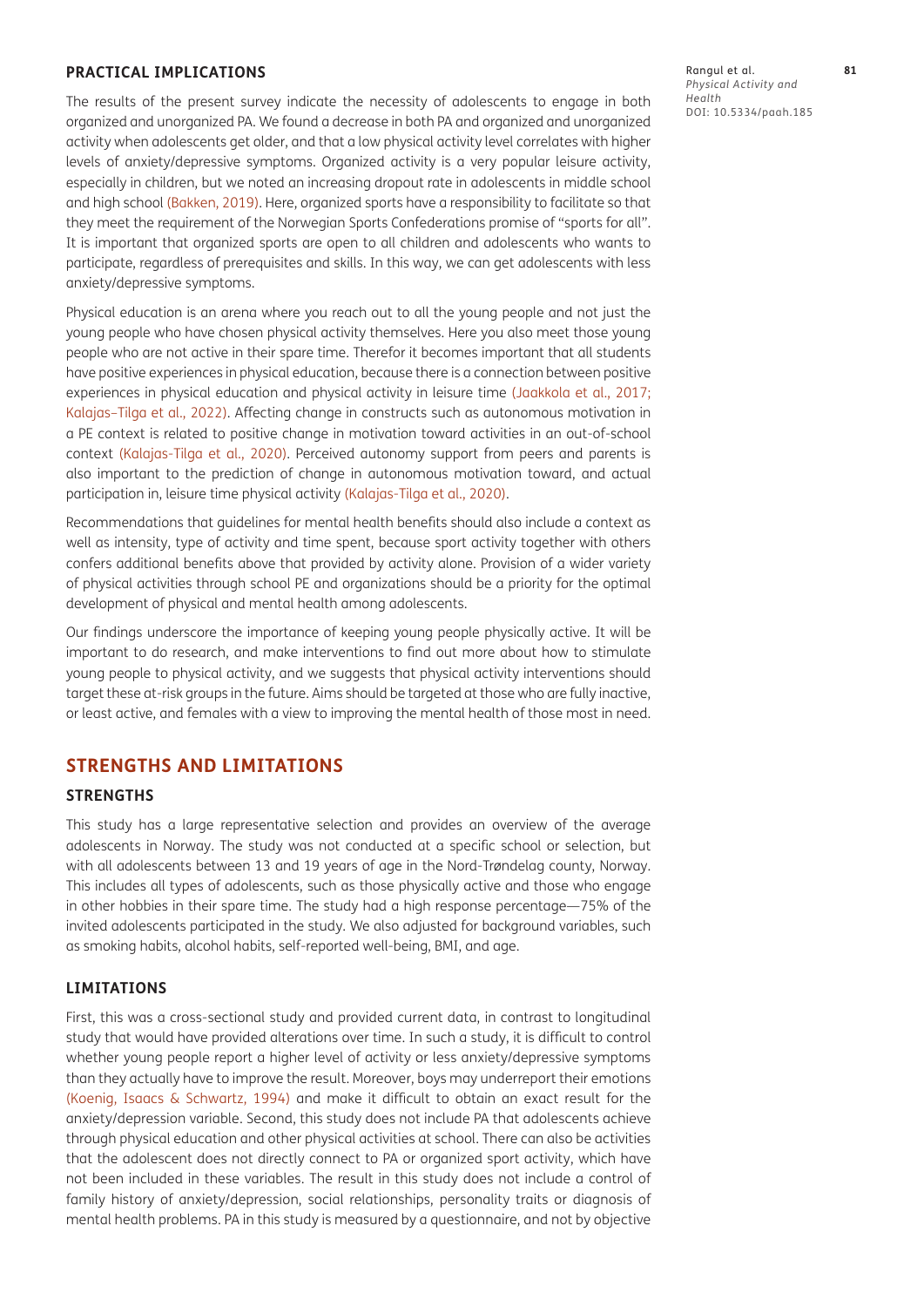### PRACTICAL IMPLICATIONS

The results of the present survey indicate the necessity of adolescents to engage in both organized and unorganized PA. We found a decrease in both PA and organized and unorganized activity when adolescents get older, and that a low physical activity level correlates with higher levels of anxiety/depressive symptoms. Organized activity is a very popular leisure activity, especially in children, but we noted an increasing dropout rate in adolescents in middle school and high school (Bakken, 2019). Here, organized sports have a responsibility to facilitate so that they meet the requirement of the Norwegian Sports Confederations promise of "sports for all". It is important that organized sports are open to all children and adolescents who wants to participate, regardless of prerequisites and skills. In this way, we can get adolescents with less anxiety/depressive symptoms.

Physical education is an arena where you reach out to all the young people and not just the young people who have chosen physical activity themselves. Here you also meet those young people who are not active in their spare time. Therefor it becomes important that all students have positive experiences in physical education, because there is a connection between positive experiences in physical education and physical activity in leisure time (Jaakkola et al., 2017; Kalajas–Tilga et al., 2022). Affecting change in constructs such as autonomous motivation in a PE context is related to positive change in motivation toward activities in an out-of-school context (Kalajas-Tilga et al., 2020). Perceived autonomy support from peers and parents is also important to the prediction of change in autonomous motivation toward, and actual participation in, leisure time physical activity (Kalajas-Tilga et al., 2020).

Recommendations that guidelines for mental health benefits should also include a context as well as intensity, type of activity and time spent, because sport activity together with others confers additional benefits above that provided by activity alone. Provision of a wider variety of physical activities through school PE and organizations should be a priority for the optimal development of physical and mental health among adolescents.

Our findings underscore the importance of keeping young people physically active. It will be important to do research, and make interventions to find out more about how to stimulate young people to physical activity, and we suggests that physical activity interventions should target these at-risk groups in the future. Aims should be targeted at those who are fully inactive, or least active, and females with a view to improving the mental health of those most in need.

## STRENGTHS AND LIMITATIONS

### STRENGTHS

This study has a large representative selection and provides an overview of the average adolescents in Norway. The study was not conducted at a specific school or selection, but with all adolescents between 13 and 19 years of age in the Nord-Trøndelag county, Norway. This includes all types of adolescents, such as those physically active and those who engage in other hobbies in their spare time. The study had a high response percentage—75% of the invited adolescents participated in the study. We also adjusted for background variables, such as smoking habits, alcohol habits, self-reported well-being, BMI, and age.

### LIMITATIONS

First, this was a cross-sectional study and provided current data, in contrast to longitudinal study that would have provided alterations over time. In such a study, it is difficult to control whether young people report a higher level of activity or less anxiety/depressive symptoms than they actually have to improve the result. Moreover, boys may underreport their emotions (Koenig, Isaacs & Schwartz, 1994) and make it difficult to obtain an exact result for the anxiety/depression variable. Second, this study does not include PA that adolescents achieve through physical education and other physical activities at school. There can also be activities that the adolescent does not directly connect to PA or organized sport activity, which have not been included in these variables. The result in this study does not include a control of family history of anxiety/depression, social relationships, personality traits or diagnosis of mental health problems. PA in this study is measured by a questionnaire, and not by objective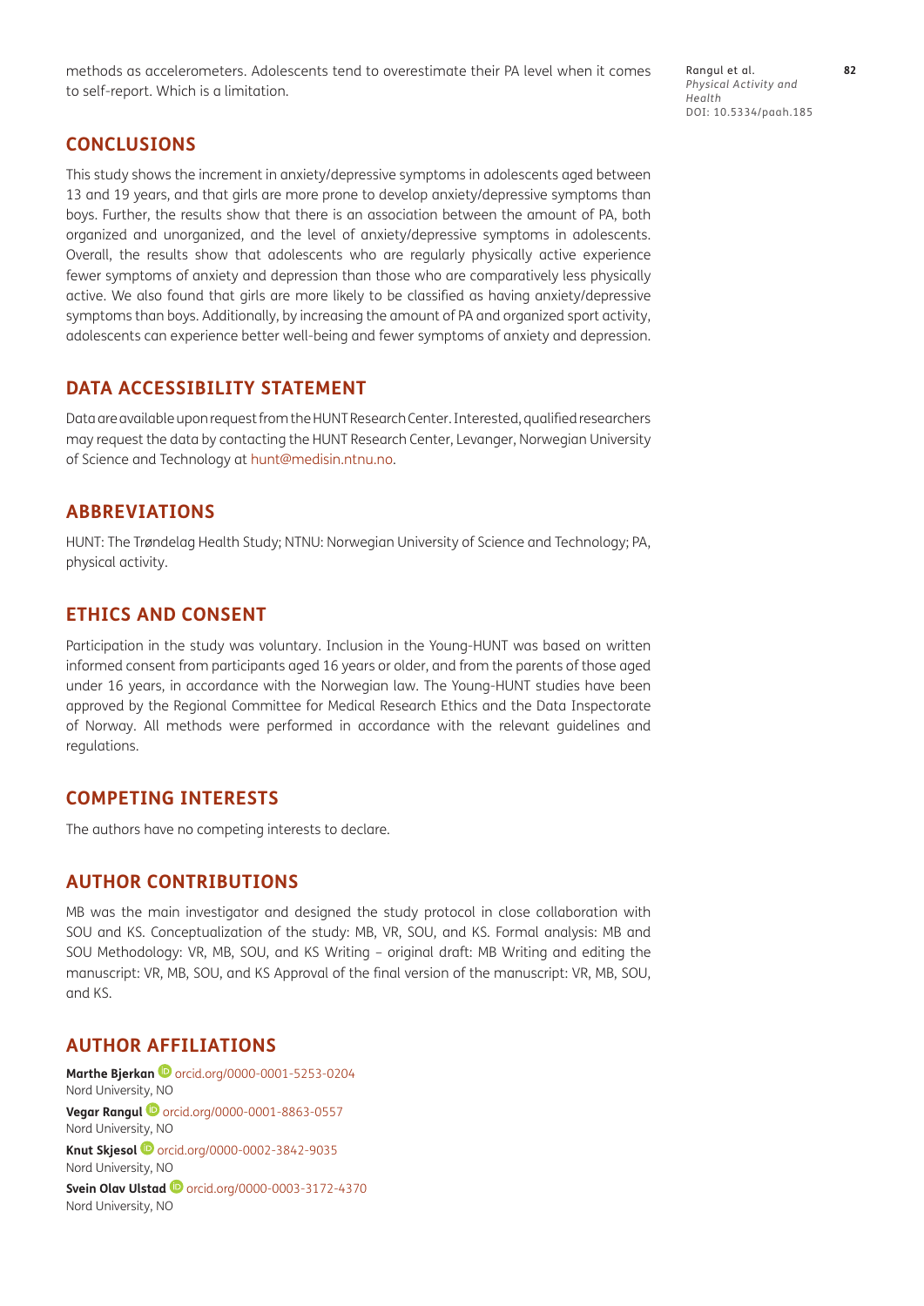methods as accelerometers. Adolescents tend to overestimate their PA level when it comes to self-report. Which is a limitation.

## CONCLUSIONS

This study shows the increment in anxiety/depressive symptoms in adolescents aged between 13 and 19 years, and that girls are more prone to develop anxiety/depressive symptoms than boys. Further, the results show that there is an association between the amount of PA, both organized and unorganized, and the level of anxiety/depressive symptoms in adolescents. Overall, the results show that adolescents who are regularly physically active experience fewer symptoms of anxiety and depression than those who are comparatively less physically active. We also found that girls are more likely to be classified as having anxiety/depressive symptoms than boys. Additionally, by increasing the amount of PA and organized sport activity, adolescents can experience better well-being and fewer symptoms of anxiety and depression.

## DATA ACCESSIBILITY STATEMENT

Data are available upon request from the HUNT Research Center. Interested, qualified researchers may request the data by contacting the HUNT Research Center, Levanger, Norwegian University of Science and Technology at hunt@medisin.ntnu.no.

## ABBREVIATIONS

HUNT: The Trøndelag Health Study; NTNU: Norwegian University of Science and Technology; PA, physical activity.

## ETHICS AND CONSENT

Participation in the study was voluntary. Inclusion in the Young-HUNT was based on written informed consent from participants aged 16 years or older, and from the parents of those aged under 16 years, in accordance with the Norwegian law. The Young-HUNT studies have been approved by the Regional Committee for Medical Research Ethics and the Data Inspectorate of Norway. All methods were performed in accordance with the relevant guidelines and regulations.

## COMPETING INTERESTS

The authors have no competing interests to declare.

## AUTHOR CONTRIBUTIONS

MB was the main investigator and designed the study protocol in close collaboration with SOU and KS. Conceptualization of the study: MB, VR, SOU, and KS. Formal analysis: MB and SOU Methodology: VR, MB, SOU, and KS Writing – original draft: MB Writing and editing the manuscript: VR, MB, SOU, and KS Approval of the final version of the manuscript: VR, MB, SOU, and KS.

## AUTHOR AFFILIATIONS

**Marthe Bjerkan** orcid.org/0000-0001-5253-0204
Nord University, NO

**Vegar Rangul** orcid.org/0000-0001-8863-0557
Nord University, NO

**Knut Skjesol** orcid.org/0000-0002-3842-9035
Nord University, NO

**Svein Olav Ulstad** orcid.org/0000-0003-3172-4370
Nord University, NO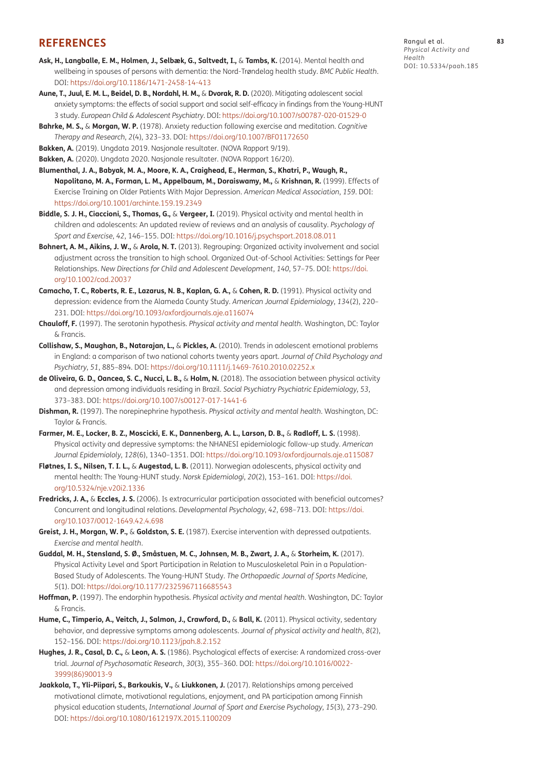## REFERENCES

**Ask, H., Langballe, E. M., Holmen, J., Selbæk, G., Saltvedt, I.,** & **Tambs, K.** (2014). Mental health and wellbeing in spouses of persons with dementia: the Nord-Trøndelag health study. *BMC Public Health*. DOI: https://doi.org/10.1186/1471-2458-14-413

**Aune, T., Juul, E. M. L., Beidel, D. B., Nordahl, H. M.,** & **Dvorak, R. D.** (2020). Mitigating adolescent social anxiety symptoms: the effects of social support and social self-efficacy in findings from the Young-HUNT 3 study. *European Child & Adolescent Psychiatry*. DOI: https://doi.org/10.1007/s00787-020-01529-0

**Bahrke, M. S.,** & **Morgan, W. P.** (1978). Anxiety reduction following exercise and meditation. *Cognitive Therapy and Research*, *2*(4), 323–33. DOI: https://doi.org/10.1007/BF01172650

**Bakken, A.** (2019). Ungdata 2019. Nasjonale resultater. (NOVA Rapport 9/19).

**Bakken, A.** (2020). Ungdata 2020. Nasjonale resultater. (NOVA Rapport 16/20).

**Blumenthal, J. A., Babyak, M. A., Moore, K. A., Craighead, E., Herman, S., Khatri, P., Waugh, R., Napolitano, M. A., Forman, L. M., Appelbaum, M., Doraiswamy, M.,** & **Krishnan, R.** (1999). Effects of Exercise Training on Older Patients With Major Depression. *American Medical Association*, *159*. DOI: https://doi.org/10.1001/archinte.159.19.2349

**Biddle, S. J. H., Ciaccioni, S., Thomas, G.,** & **Vergeer, I.** (2019). Physical activity and mental health in children and adolescents: An updated review of reviews and an analysis of causality. *Psychology of Sport and Exercise*, *42*, 146–155. DOI: https://doi.org/10.1016/j.psychsport.2018.08.011

**Bohnert, A. M., Aikins, J. W.,** & **Arola, N. T.** (2013). Regrouping: Organized activity involvement and social adjustment across the transition to high school. Organized Out-of-School Activities: Settings for Peer Relationships. *New Directions for Child and Adolescent Development*, *140*, 57–75. DOI: https://doi.org/10.1002/cad.20037

**Camacho, T. C., Roberts, R. E., Lazarus, N. B., Kaplan, G. A.,** & **Cohen, R. D.** (1991). Physical activity and depression: evidence from the Alameda County Study. *American Journal Epidemiology*, *134*(2), 220–231. DOI: https://doi.org/10.1093/oxfordjournals.aje.a116074

**Chauloff, F.** (1997). The serotonin hypothesis. *Physical activity and mental health*. Washington, DC: Taylor & Francis.

**Collishaw, S., Maughan, B., Natarajan, L.,** & **Pickles, A.** (2010). Trends in adolescent emotional problems in England: a comparison of two national cohorts twenty years apart. *Journal of Child Psychology and Psychiatry*, *51*, 885–894. DOI: https://doi.org/10.1111/j.1469-7610.2010.02252.x

**de Oliveira, G. D., Oancea, S. C., Nucci, L. B.,** & **Holm, N.** (2018). The association between physical activity and depression among individuals residing in Brazil. *Social Psychiatry Psychiatric Epidemiology*, *53*, 373–383. DOI: https://doi.org/10.1007/s00127-017-1441-6

**Dishman, R.** (1997). The norepinephrine hypothesis. *Physical activity and mental health*. Washington, DC: Taylor & Francis.

**Farmer, M. E., Locker, B. Z., Moscicki, E. K., Dannenberg, A. L., Larson, D. B.,** & **Radloff, L. S.** (1998). Physical activity and depressive symptoms: the NHANESI epidemiologic follow-up study. *American Journal Epidemiololy*, *128*(6), 1340–1351. DOI: https://doi.org/10.1093/oxfordjournals.aje.a115087

**Fløtnes, I. S., Nilsen, T. I. L.,** & **Augestad, L. B.** (2011). Norwegian adolescents, physical activity and mental health: The Young-HUNT study. *Norsk Epidemiologi*, *20*(2), 153–161. DOI: https://doi.org/10.5324/nje.v20i2.1336

**Fredricks, J. A.,** & **Eccles, J. S.** (2006). Is extracurricular participation associated with beneficial outcomes? Concurrent and longitudinal relations. *Developmental Psychology*, *42*, 698–713. DOI: https://doi.org/10.1037/0012-1649.42.4.698

**Greist, J. H., Morgan, W. P.,** & **Goldston, S. E.** (1987). Exercise intervention with depressed outpatients. *Exercise and mental health*.

**Guddal, M. H., Stensland, S. Ø., Småstuen, M. C., Johnsen, M. B., Zwart, J. A.,** & **Storheim, K.** (2017). Physical Activity Level and Sport Participation in Relation to Musculoskeletal Pain in a Population-Based Study of Adolescents. The Young-HUNT Study. *The Orthopaedic Journal of Sports Medicine*, *5*(1). DOI: https://doi.org/10.1177/2325967116685543

**Hoffman, P.** (1997). The endorphin hypothesis. *Physical activity and mental health*. Washington, DC: Taylor & Francis.

**Hume, C., Timperio, A., Veitch, J., Salmon, J., Crawford, D.,** & **Ball, K.** (2011). Physical activity, sedentary behavior, and depressive symptoms among adolescents. *Journal of physical activity and health*, *8*(2), 152–156. DOI: https://doi.org/10.1123/jpah.8.2.152

**Hughes, J. R., Casal, D. C.,** & **Leon, A. S.** (1986). Psychological effects of exercise: A randomized cross-over trial. *Journal of Psychosomatic Research*, *30*(3), 355–360. DOI: https://doi.org/10.1016/0022-3999(86)90013-9

**Jaakkola, T., Yli-Piipari, S., Barkoukis, V.,** & **Liukkonen, J.** (2017). Relationships among perceived motivational climate, motivational regulations, enjoyment, and PA participation among Finnish physical education students, *International Journal of Sport and Exercise Psychology*, *15*(3), 273–290. DOI: https://doi.org/10.1080/1612197X.2015.1100209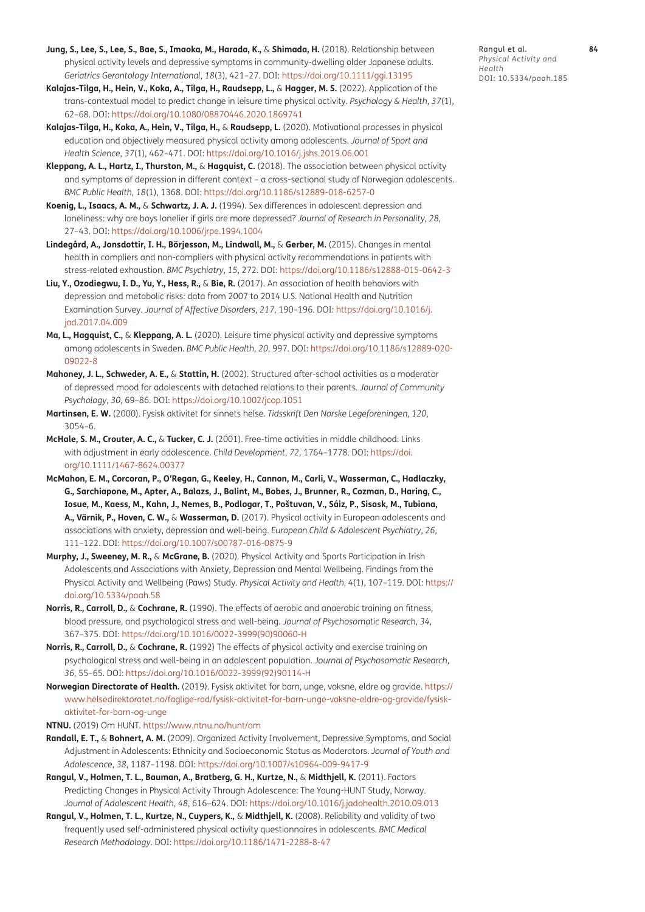**Jung, S., Lee, S., Lee, S., Bae, S., Imaoka, M., Harada, K.,** & **Shimada, H.** (2018). Relationship between physical activity levels and depressive symptoms in community-dwelling older Japanese adults. *Geriatrics Gerontology International*, *18*(3), 421–27. DOI: https://doi.org/10.1111/ggi.13195

**Kalajas-Tilga, H., Hein, V., Koka, A., Tilga, H., Raudsepp, L.,** & **Hagger, M. S.** (2022). Application of the trans-contextual model to predict change in leisure time physical activity. *Psychology & Health*, *37*(1), 62–68. DOI: https://doi.org/10.1080/08870446.2020.1869741

**Kalajas-Tilga, H., Koka, A., Hein, V., Tilga, H.,** & **Raudsepp, L.** (2020). Motivational processes in physical education and objectively measured physical activity among adolescents. *Journal of Sport and Health Science*, *37*(1), 462–471. DOI: https://doi.org/10.1016/j.jshs.2019.06.001

**Kleppang, A. L., Hartz, I., Thurston, M.,** & **Hagquist, C.** (2018). The association between physical activity and symptoms of depression in different context – a cross-sectional study of Norwegian adolescents. *BMC Public Health*, *18*(1), 1368. DOI: https://doi.org/10.1186/s12889-018-6257-0

**Koenig, L., Isaacs, A. M.,** & **Schwartz, J. A. J.** (1994). Sex differences in adolescent depression and loneliness: why are boys lonelier if girls are more depressed? *Journal of Research in Personality*, *28*, 27–43. DOI: https://doi.org/10.1006/jrpe.1994.1004

**Lindegård, A., Jonsdottir, I. H., Börjesson, M., Lindwall, M.,** & **Gerber, M.** (2015). Changes in mental health in compliers and non-compliers with physical activity recommendations in patients with stress-related exhaustion. *BMC Psychiatry*, *15*, 272. DOI: https://doi.org/10.1186/s12888-015-0642-3

**Liu, Y., Ozodiegwu, I. D., Yu, Y., Hess, R.,** & **Bie, R.** (2017). An association of health behaviors with depression and metabolic risks: data from 2007 to 2014 U.S. National Health and Nutrition Examination Survey. *Journal of Affective Disorders*, *217*, 190–196. DOI: https://doi.org/10.1016/j.jad.2017.04.009

**Ma, L., Hagquist, C.,** & **Kleppang, A. L.** (2020). Leisure time physical activity and depressive symptoms among adolescents in Sweden. *BMC Public Health*, *20*, 997. DOI: https://doi.org/10.1186/s12889-020-09022-8

**Mahoney, J. L., Schweder, A. E.,** & **Stattin, H.** (2002). Structured after-school activities as a moderator of depressed mood for adolescents with detached relations to their parents. *Journal of Community Psychology*, *30*, 69–86. DOI: https://doi.org/10.1002/jcop.1051

**Martinsen, E. W.** (2000). Fysisk aktivitet for sinnets helse. *Tidsskrift Den Norske Legeforeningen*, *120*, 3054–6.

**McHale, S. M., Crouter, A. C.,** & **Tucker, C. J.** (2001). Free-time activities in middle childhood: Links with adjustment in early adolescence. *Child Development*, *72*, 1764–1778. DOI: https://doi.org/10.1111/1467-8624.00377

**McMahon, E. M., Corcoran, P., O'Regan, G., Keeley, H., Cannon, M., Carli, V., Wasserman, C., Hadlaczky, G., Sarchiapone, M., Apter, A., Balazs, J., Balint, M., Bobes, J., Brunner, R., Cozman, D., Haring, C., Iosue, M., Kaess, M., Kahn, J., Nemes, B., Podlogar, T., Poštuvan, V., Sáiz, P., Sisask, M., Tubiana, A., Värnik, P., Hoven, C. W.,** & **Wasserman, D.** (2017). Physical activity in European adolescents and associations with anxiety, depression and well-being. *European Child & Adolescent Psychiatry*, *26*, 111–122. DOI: https://doi.org/10.1007/s00787-016-0875-9

**Murphy, J., Sweeney, M. R.,** & **McGrane, B.** (2020). Physical Activity and Sports Participation in Irish Adolescents and Associations with Anxiety, Depression and Mental Wellbeing. Findings from the Physical Activity and Wellbeing (Paws) Study. *Physical Activity and Health*, *4*(1), 107–119. DOI: https://doi.org/10.5334/paah.58

**Norris, R., Carroll, D.,** & **Cochrane, R.** (1990). The effects of aerobic and anaerobic training on fitness, blood pressure, and psychological stress and well-being. *Journal of Psychosomatic Research*, *34*, 367–375. DOI: https://doi.org/10.1016/0022-3999(90)90060-H

**Norris, R., Carroll, D.,** & **Cochrane, R.** (1992) The effects of physical activity and exercise training on psychological stress and well-being in an adolescent population. *Journal of Psychosomatic Research*, *36*, 55–65. DOI: https://doi.org/10.1016/0022-3999(92)90114-H

**Norwegian Directorate of Health.** (2019). Fysisk aktivitet for barn, unge, voksne, eldre og gravide. https://www.helsedirektoratet.no/faglige-rad/fysisk-aktivitet-for-barn-unge-voksne-eldre-og-gravide/fysisk-aktivitet-for-barn-og-unge

**NTNU.** (2019) Om HUNT. https://www.ntnu.no/hunt/om

**Randall, E. T.,** & **Bohnert, A. M.** (2009). Organized Activity Involvement, Depressive Symptoms, and Social Adjustment in Adolescents: Ethnicity and Socioeconomic Status as Moderators. *Journal of Youth and Adolescence*, *38*, 1187–1198. DOI: https://doi.org/10.1007/s10964-009-9417-9

**Rangul, V., Holmen, T. L., Bauman, A., Bratberg, G. H., Kurtze, N.,** & **Midthjell, K.** (2011). Factors Predicting Changes in Physical Activity Through Adolescence: The Young-HUNT Study, Norway. *Journal of Adolescent Health*, *48*, 616–624. DOI: https://doi.org/10.1016/j.jadohealth.2010.09.013

**Rangul, V., Holmen, T. L., Kurtze, N., Cuypers, K.,** & **Midthjell, K.** (2008). Reliability and validity of two frequently used self-administered physical activity questionnaires in adolescents. *BMC Medical Research Methodology*. DOI: https://doi.org/10.1186/1471-2288-8-47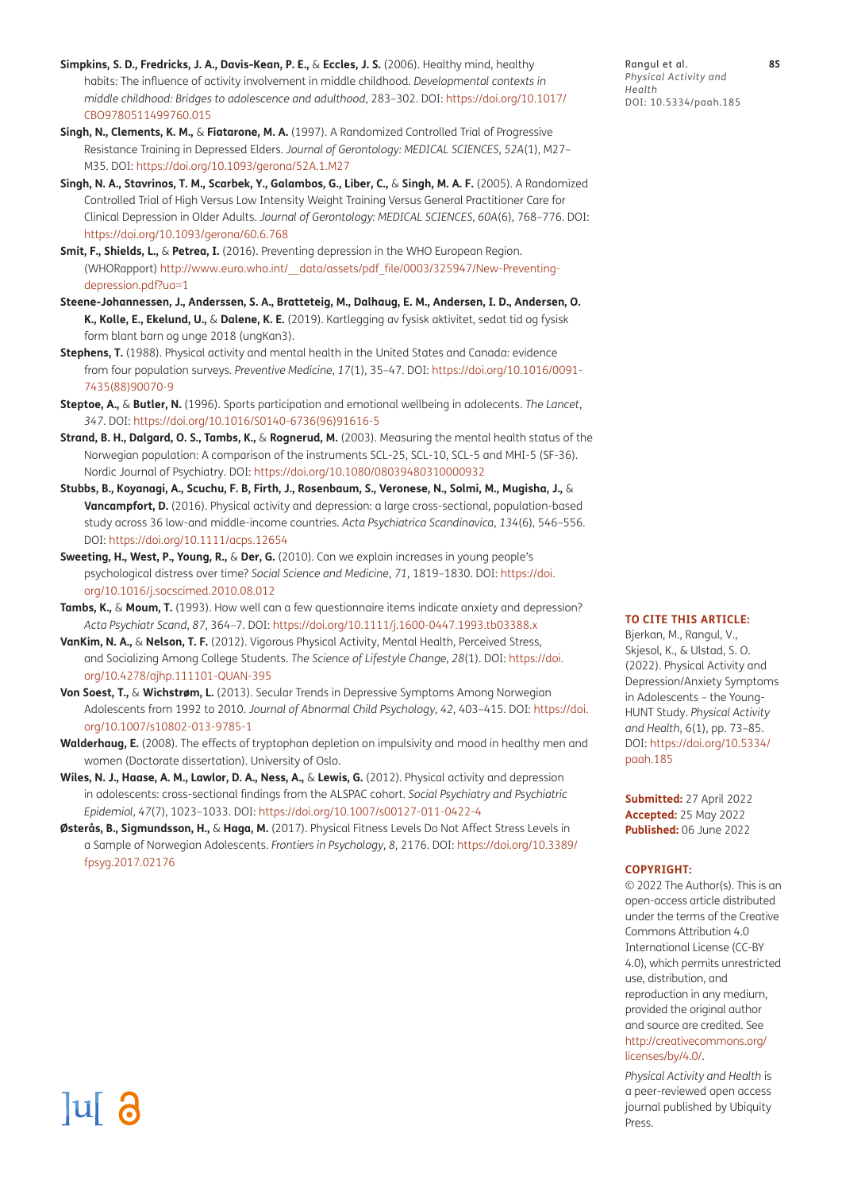**Simpkins, S. D., Fredricks, J. A., Davis-Kean, P. E.,** & **Eccles, J. S.** (2006). Healthy mind, healthy habits: The influence of activity involvement in middle childhood. *Developmental contexts in middle childhood: Bridges to adolescence and adulthood*, 283–302. DOI: https://doi.org/10.1017/CBO9780511499760.015

**Singh, N., Clements, K. M.,** & **Fiatarone, M. A.** (1997). A Randomized Controlled Trial of Progressive Resistance Training in Depressed Elders. *Journal of Gerontology: MEDICAL SCIENCES*, *52A*(1), M27–M35. DOI: https://doi.org/10.1093/gerona/52A.1.M27

**Singh, N. A., Stavrinos, T. M., Scarbek, Y., Galambos, G., Liber, C.,** & **Singh, M. A. F.** (2005). A Randomized Controlled Trial of High Versus Low Intensity Weight Training Versus General Practitioner Care for Clinical Depression in Older Adults. *Journal of Gerontology: MEDICAL SCIENCES*, *60A*(6), 768–776. DOI: https://doi.org/10.1093/gerona/60.6.768

**Smit, F., Shields, L.,** & **Petrea, I.** (2016). Preventing depression in the WHO European Region. (WHORapport) http://www.euro.who.int/__data/assets/pdf_file/0003/325947/New-Preventing-depression.pdf?ua=1

**Steene-Johannessen, J., Anderssen, S. A., Bratteteig, M., Dalhaug, E. M., Andersen, I. D., Andersen, O. K., Kolle, E., Ekelund, U.,** & **Dalene, K. E.** (2019). Kartlegging av fysisk aktivitet, sedat tid og fysisk form blant barn og unge 2018 (ungKan3).

**Stephens, T.** (1988). Physical activity and mental health in the United States and Canada: evidence from four population surveys. *Preventive Medicine*, *17*(1), 35–47. DOI: https://doi.org/10.1016/0091-7435(88)90070-9

**Steptoe, A.,** & **Butler, N.** (1996). Sports participation and emotional wellbeing in adolecents. *The Lancet*, *347*. DOI: https://doi.org/10.1016/S0140-6736(96)91616-5

**Strand, B. H., Dalgard, O. S., Tambs, K.,** & **Rognerud, M.** (2003). Measuring the mental health status of the Norwegian population: A comparison of the instruments SCL-25, SCL-10, SCL-5 and MHI-5 (SF-36). Nordic Journal of Psychiatry. DOI: https://doi.org/10.1080/08039480310000932

**Stubbs, B., Koyanagi, A., Scuchu, F. B, Firth, J., Rosenbaum, S., Veronese, N., Solmi, M., Mugisha, J.,** & **Vancampfort, D.** (2016). Physical activity and depression: a large cross-sectional, population-based study across 36 low-and middle-income countries. *Acta Psychiatrica Scandinavica*, *134*(6), 546–556. DOI: https://doi.org/10.1111/acps.12654

**Sweeting, H., West, P., Young, R.,** & **Der, G.** (2010). Can we explain increases in young people's psychological distress over time? *Social Science and Medicine*, *71*, 1819–1830. DOI: https://doi.org/10.1016/j.socscimed.2010.08.012

**Tambs, K.,** & **Moum, T.** (1993). How well can a few questionnaire items indicate anxiety and depression? *Acta Psychiatr Scand*, *87*, 364–7. DOI: https://doi.org/10.1111/j.1600-0447.1993.tb03388.x

**VanKim, N. A.,** & **Nelson, T. F.** (2012). Vigorous Physical Activity, Mental Health, Perceived Stress, and Socializing Among College Students. *The Science of Lifestyle Change*, *28*(1). DOI: https://doi.org/10.4278/ajhp.111101-QUAN-395

**Von Soest, T.,** & **Wichstrøm, L.** (2013). Secular Trends in Depressive Symptoms Among Norwegian Adolescents from 1992 to 2010. *Journal of Abnormal Child Psychology*, *42*, 403–415. DOI: https://doi.org/10.1007/s10802-013-9785-1

**Walderhaug, E.** (2008). The effects of tryptophan depletion on impulsivity and mood in healthy men and women (Doctorate dissertation). University of Oslo.

**Wiles, N. J., Haase, A. M., Lawlor, D. A., Ness, A.,** & **Lewis, G.** (2012). Physical activity and depression in adolescents: cross-sectional findings from the ALSPAC cohort. *Social Psychiatry and Psychiatric Epidemiol*, *47*(7), 1023–1033. DOI: https://doi.org/10.1007/s00127-011-0422-4

**Østerås, B., Sigmundsson, H.,** & **Haga, M.** (2017). Physical Fitness Levels Do Not Affect Stress Levels in a Sample of Norwegian Adolescents. *Frontiers in Psychology*, *8*, 2176. DOI: https://doi.org/10.3389/fpsyg.2017.02176

**TO CITE THIS ARTICLE:**

Bjerkan, M., Rangul, V., Skjesol, K., & Ulstad, S. O. (2022). Physical Activity and Depression/Anxiety Symptoms in Adolescents – the Young-HUNT Study. *Physical Activity and Health*, 6(1), pp. 73–85. DOI: https://doi.org/10.5334/paah.185

**Submitted:** 27 April 2022
**Accepted:** 25 May 2022
**Published:** 06 June 2022

**COPYRIGHT:**

© 2022 The Author(s). This is an open-access article distributed under the terms of the Creative Commons Attribution 4.0 International License (CC-BY 4.0), which permits unrestricted use, distribution, and reproduction in any medium, provided the original author and source are credited. See http://creativecommons.org/licenses/by/4.0/.

*Physical Activity and Health* is a peer-reviewed open access journal published by Ubiquity Press.